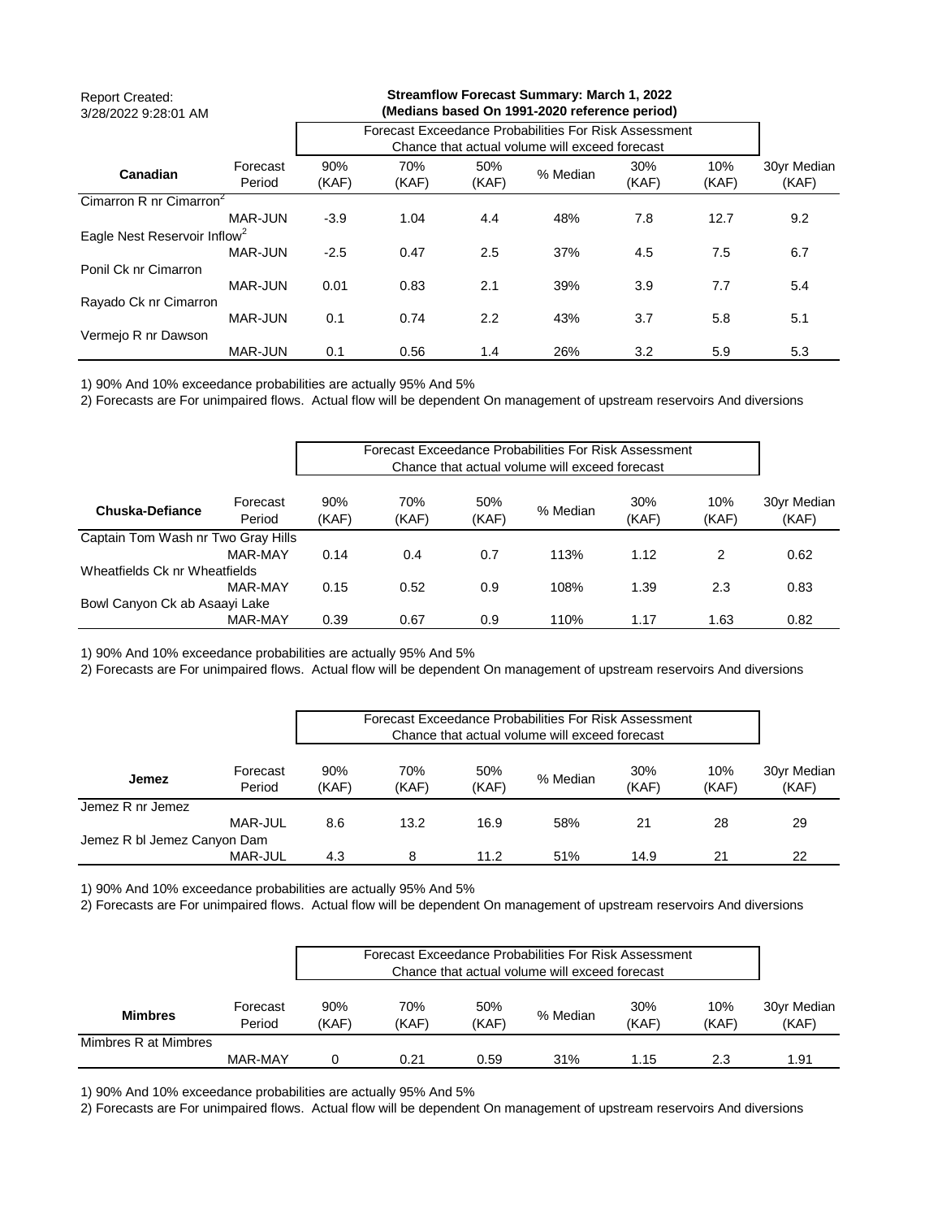Report Created:
3/28/2022 9:28:01 AM

**Streamflow Forecast Summary: March 1, 2022**
**(Medians based On 1991-2020 reference period)**

| | | Forecast Exceedance Probabilities For Risk Assessment<br>Chance that actual volume will exceed forecast | | | | | | |
|---|---|---|---|---|---|---|---|---|
| **Canadian** | Forecast Period | 90% (KAF) | 70% (KAF) | 50% (KAF) | % Median | 30% (KAF) | 10% (KAF) | 30yr Median (KAF) |
| Cimarron R nr Cimarron[2] | | | | | | | | |
| | MAR-JUN | -3.9 | 1.04 | 4.4 | 48% | 7.8 | 12.7 | 9.2 |
| Eagle Nest Reservoir Inflow[2] | | | | | | | | |
| | MAR-JUN | -2.5 | 0.47 | 2.5 | 37% | 4.5 | 7.5 | 6.7 |
| Ponil Ck nr Cimarron | | | | | | | | |
| | MAR-JUN | 0.01 | 0.83 | 2.1 | 39% | 3.9 | 7.7 | 5.4 |
| Rayado Ck nr Cimarron | | | | | | | | |
| | MAR-JUN | 0.1 | 0.74 | 2.2 | 43% | 3.7 | 5.8 | 5.1 |
| Vermejo R nr Dawson | | | | | | | | |
| | MAR-JUN | 0.1 | 0.56 | 1.4 | 26% | 3.2 | 5.9 | 5.3 |

1) 90% And 10% exceedance probabilities are actually 95% And 5%
2) Forecasts are For unimpaired flows. Actual flow will be dependent On management of upstream reservoirs And diversions

| | | Forecast Exceedance Probabilities For Risk Assessment<br>Chance that actual volume will exceed forecast | | | | | | |
|---|---|---|---|---|---|---|---|---|
| **Chuska-Defiance** | Forecast Period | 90% (KAF) | 70% (KAF) | 50% (KAF) | % Median | 30% (KAF) | 10% (KAF) | 30yr Median (KAF) |
| Captain Tom Wash nr Two Gray Hills | | | | | | | | |
| | MAR-MAY | 0.14 | 0.4 | 0.7 | 113% | 1.12 | 2 | 0.62 |
| Wheatfields Ck nr Wheatfields | | | | | | | | |
| | MAR-MAY | 0.15 | 0.52 | 0.9 | 108% | 1.39 | 2.3 | 0.83 |
| Bowl Canyon Ck ab Asaayi Lake | | | | | | | | |
| | MAR-MAY | 0.39 | 0.67 | 0.9 | 110% | 1.17 | 1.63 | 0.82 |

1) 90% And 10% exceedance probabilities are actually 95% And 5%
2) Forecasts are For unimpaired flows. Actual flow will be dependent On management of upstream reservoirs And diversions

| | | Forecast Exceedance Probabilities For Risk Assessment<br>Chance that actual volume will exceed forecast | | | | | | |
|---|---|---|---|---|---|---|---|---|
| **Jemez** | Forecast Period | 90% (KAF) | 70% (KAF) | 50% (KAF) | % Median | 30% (KAF) | 10% (KAF) | 30yr Median (KAF) |
| Jemez R nr Jemez | | | | | | | | |
| | MAR-JUL | 8.6 | 13.2 | 16.9 | 58% | 21 | 28 | 29 |
| Jemez R bl Jemez Canyon Dam | | | | | | | | |
| | MAR-JUL | 4.3 | 8 | 11.2 | 51% | 14.9 | 21 | 22 |

1) 90% And 10% exceedance probabilities are actually 95% And 5%
2) Forecasts are For unimpaired flows. Actual flow will be dependent On management of upstream reservoirs And diversions

| | | Forecast Exceedance Probabilities For Risk Assessment<br>Chance that actual volume will exceed forecast | | | | | | |
|---|---|---|---|---|---|---|---|---|
| **Mimbres** | Forecast Period | 90% (KAF) | 70% (KAF) | 50% (KAF) | % Median | 30% (KAF) | 10% (KAF) | 30yr Median (KAF) |
| Mimbres R at Mimbres | | | | | | | | |
| | MAR-MAY | 0 | 0.21 | 0.59 | 31% | 1.15 | 2.3 | 1.91 |

1) 90% And 10% exceedance probabilities are actually 95% And 5%
2) Forecasts are For unimpaired flows. Actual flow will be dependent On management of upstream reservoirs And diversions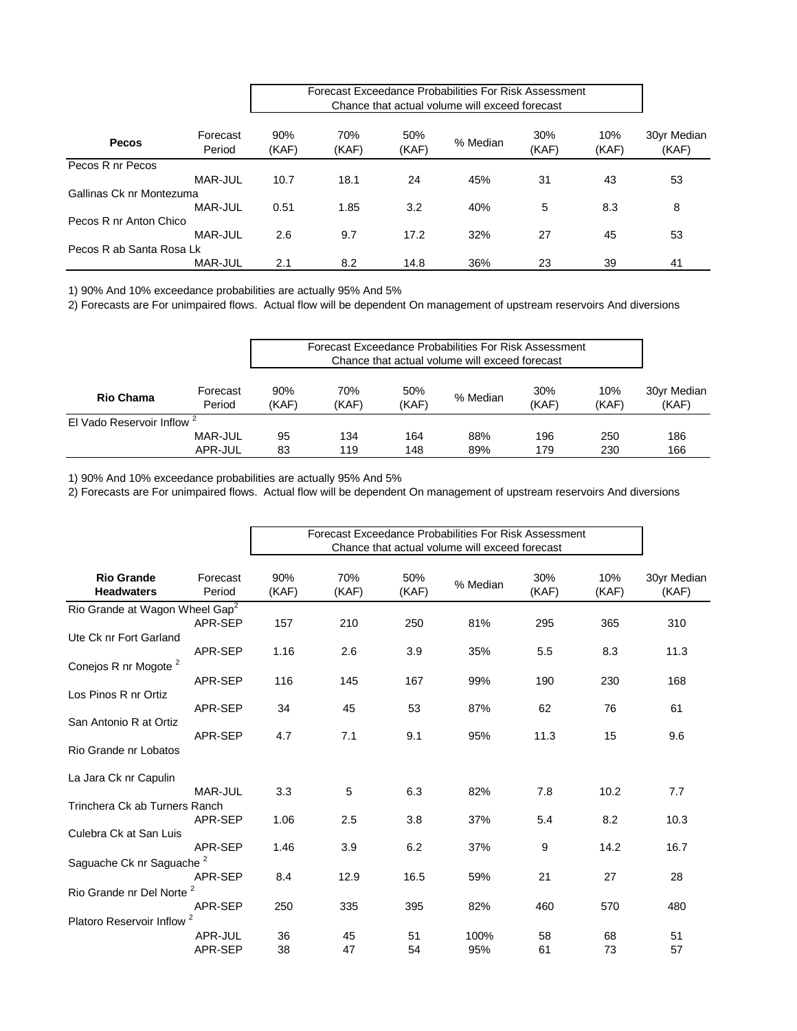| | | Forecast Exceedance Probabilities For Risk Assessment<br>Chance that actual volume will exceed forecast | | | | | | |
|---|---|---|---|---|---|---|---|---|
| **Pecos** | Forecast Period | 90% (KAF) | 70% (KAF) | 50% (KAF) | % Median | 30% (KAF) | 10% (KAF) | 30yr Median (KAF) |
| Pecos R nr Pecos | | | | | | | | |
| | MAR-JUL | 10.7 | 18.1 | 24 | 45% | 31 | 43 | 53 |
| Gallinas Ck nr Montezuma | | | | | | | | |
| | MAR-JUL | 0.51 | 1.85 | 3.2 | 40% | 5 | 8.3 | 8 |
| Pecos R nr Anton Chico | | | | | | | | |
| | MAR-JUL | 2.6 | 9.7 | 17.2 | 32% | 27 | 45 | 53 |
| Pecos R ab Santa Rosa Lk | | | | | | | | |
| | MAR-JUL | 2.1 | 8.2 | 14.8 | 36% | 23 | 39 | 41 |

1) 90% And 10% exceedance probabilities are actually 95% And 5%
2) Forecasts are For unimpaired flows. Actual flow will be dependent On management of upstream reservoirs And diversions

| | | Forecast Exceedance Probabilities For Risk Assessment<br>Chance that actual volume will exceed forecast | | | | | | |
|---|---|---|---|---|---|---|---|---|
| **Rio Chama** | Forecast Period | 90% (KAF) | 70% (KAF) | 50% (KAF) | % Median | 30% (KAF) | 10% (KAF) | 30yr Median (KAF) |
| El Vado Reservoir Inflow [2] | | | | | | | | |
| | MAR-JUL | 95 | 134 | 164 | 88% | 196 | 250 | 186 |
| | APR-JUL | 83 | 119 | 148 | 89% | 179 | 230 | 166 |

1) 90% And 10% exceedance probabilities are actually 95% And 5%
2) Forecasts are For unimpaired flows. Actual flow will be dependent On management of upstream reservoirs And diversions

| | | Forecast Exceedance Probabilities For Risk Assessment<br>Chance that actual volume will exceed forecast | | | | | | |
|---|---|---|---|---|---|---|---|---|
| **Rio Grande Headwaters** | Forecast Period | 90% (KAF) | 70% (KAF) | 50% (KAF) | % Median | 30% (KAF) | 10% (KAF) | 30yr Median (KAF) |
| Rio Grande at Wagon Wheel Gap[2] | | | | | | | | |
| | APR-SEP | 157 | 210 | 250 | 81% | 295 | 365 | 310 |
| Ute Ck nr Fort Garland | | | | | | | | |
| | APR-SEP | 1.16 | 2.6 | 3.9 | 35% | 5.5 | 8.3 | 11.3 |
| Conejos R nr Mogote [2] | | | | | | | | |
| | APR-SEP | 116 | 145 | 167 | 99% | 190 | 230 | 168 |
| Los Pinos R nr Ortiz | | | | | | | | |
| | APR-SEP | 34 | 45 | 53 | 87% | 62 | 76 | 61 |
| San Antonio R at Ortiz | | | | | | | | |
| | APR-SEP | 4.7 | 7.1 | 9.1 | 95% | 11.3 | 15 | 9.6 |
| Rio Grande nr Lobatos | | | | | | | | |
| La Jara Ck nr Capulin | | | | | | | | |
| | MAR-JUL | 3.3 | 5 | 6.3 | 82% | 7.8 | 10.2 | 7.7 |
| Trinchera Ck ab Turners Ranch | | | | | | | | |
| | APR-SEP | 1.06 | 2.5 | 3.8 | 37% | 5.4 | 8.2 | 10.3 |
| Culebra Ck at San Luis | | | | | | | | |
| | APR-SEP | 1.46 | 3.9 | 6.2 | 37% | 9 | 14.2 | 16.7 |
| Saguache Ck nr Saguache [2] | | | | | | | | |
| | APR-SEP | 8.4 | 12.9 | 16.5 | 59% | 21 | 27 | 28 |
| Rio Grande nr Del Norte [2] | | | | | | | | |
| | APR-SEP | 250 | 335 | 395 | 82% | 460 | 570 | 480 |
| Platoro Reservoir Inflow [2] | | | | | | | | |
| | APR-JUL | 36 | 45 | 51 | 100% | 58 | 68 | 51 |
| | APR-SEP | 38 | 47 | 54 | 95% | 61 | 73 | 57 |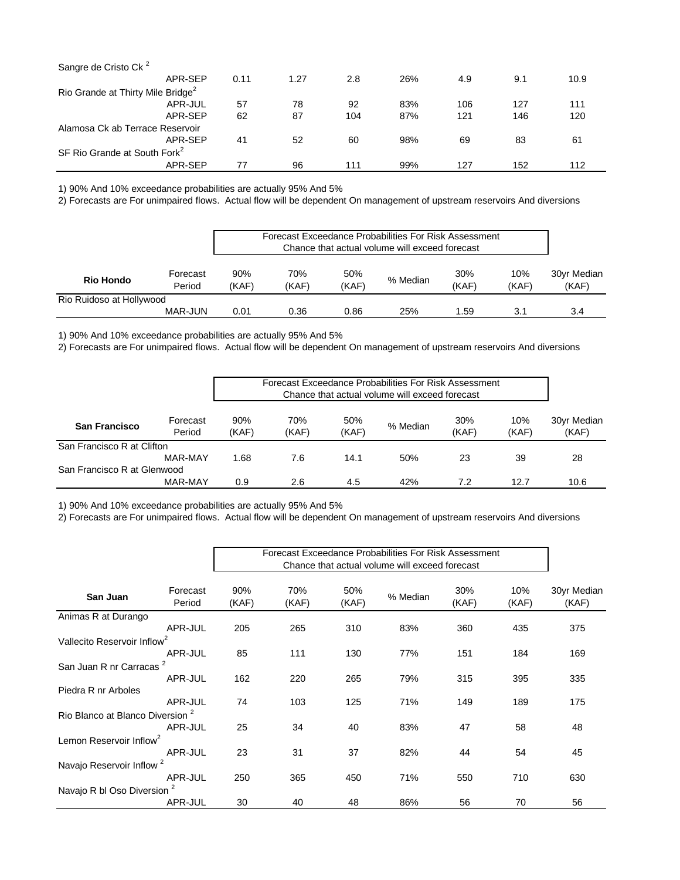| | | | | | | | | |
|---|---|---|---|---|---|---|---|---|
| Sangre de Cristo Ck [2] | | | | | | | | |
| | APR-SEP | 0.11 | 1.27 | 2.8 | 26% | 4.9 | 9.1 | 10.9 |
| Rio Grande at Thirty Mile Bridge[2] | | | | | | | | |
| | APR-JUL | 57 | 78 | 92 | 83% | 106 | 127 | 111 |
| | APR-SEP | 62 | 87 | 104 | 87% | 121 | 146 | 120 |
| Alamosa Ck ab Terrace Reservoir | | | | | | | | |
| | APR-SEP | 41 | 52 | 60 | 98% | 69 | 83 | 61 |
| SF Rio Grande at South Fork[2] | | | | | | | | |
| | APR-SEP | 77 | 96 | 111 | 99% | 127 | 152 | 112 |

1) 90% And 10% exceedance probabilities are actually 95% And 5%

2) Forecasts are For unimpaired flows. Actual flow will be dependent On management of upstream reservoirs And diversions

| | | Forecast Exceedance Probabilities For Risk Assessment<br>Chance that actual volume will exceed forecast | | | | | | |
|---|---|---|---|---|---|---|---|---|
| **Rio Hondo** | Forecast Period | 90% (KAF) | 70% (KAF) | 50% (KAF) | % Median | 30% (KAF) | 10% (KAF) | 30yr Median (KAF) |
| Rio Ruidoso at Hollywood | | | | | | | | |
| | MAR-JUN | 0.01 | 0.36 | 0.86 | 25% | 1.59 | 3.1 | 3.4 |

1) 90% And 10% exceedance probabilities are actually 95% And 5%

2) Forecasts are For unimpaired flows. Actual flow will be dependent On management of upstream reservoirs And diversions

| | | Forecast Exceedance Probabilities For Risk Assessment<br>Chance that actual volume will exceed forecast | | | | | | |
|---|---|---|---|---|---|---|---|---|
| **San Francisco** | Forecast Period | 90% (KAF) | 70% (KAF) | 50% (KAF) | % Median | 30% (KAF) | 10% (KAF) | 30yr Median (KAF) |
| San Francisco R at Clifton | | | | | | | | |
| | MAR-MAY | 1.68 | 7.6 | 14.1 | 50% | 23 | 39 | 28 |
| San Francisco R at Glenwood | | | | | | | | |
| | MAR-MAY | 0.9 | 2.6 | 4.5 | 42% | 7.2 | 12.7 | 10.6 |

1) 90% And 10% exceedance probabilities are actually 95% And 5%

2) Forecasts are For unimpaired flows. Actual flow will be dependent On management of upstream reservoirs And diversions

| | | Forecast Exceedance Probabilities For Risk Assessment<br>Chance that actual volume will exceed forecast | | | | | | |
|---|---|---|---|---|---|---|---|---|
| **San Juan** | Forecast Period | 90% (KAF) | 70% (KAF) | 50% (KAF) | % Median | 30% (KAF) | 10% (KAF) | 30yr Median (KAF) |
| Animas R at Durango | | | | | | | | |
| | APR-JUL | 205 | 265 | 310 | 83% | 360 | 435 | 375 |
| Vallecito Reservoir Inflow[2] | | | | | | | | |
| | APR-JUL | 85 | 111 | 130 | 77% | 151 | 184 | 169 |
| San Juan R nr Carracas [2] | | | | | | | | |
| | APR-JUL | 162 | 220 | 265 | 79% | 315 | 395 | 335 |
| Piedra R nr Arboles | | | | | | | | |
| | APR-JUL | 74 | 103 | 125 | 71% | 149 | 189 | 175 |
| Rio Blanco at Blanco Diversion [2] | | | | | | | | |
| | APR-JUL | 25 | 34 | 40 | 83% | 47 | 58 | 48 |
| Lemon Reservoir Inflow[2] | | | | | | | | |
| | APR-JUL | 23 | 31 | 37 | 82% | 44 | 54 | 45 |
| Navajo Reservoir Inflow [2] | | | | | | | | |
| | APR-JUL | 250 | 365 | 450 | 71% | 550 | 710 | 630 |
| Navajo R bl Oso Diversion [2] | | | | | | | | |
| | APR-JUL | 30 | 40 | 48 | 86% | 56 | 70 | 56 |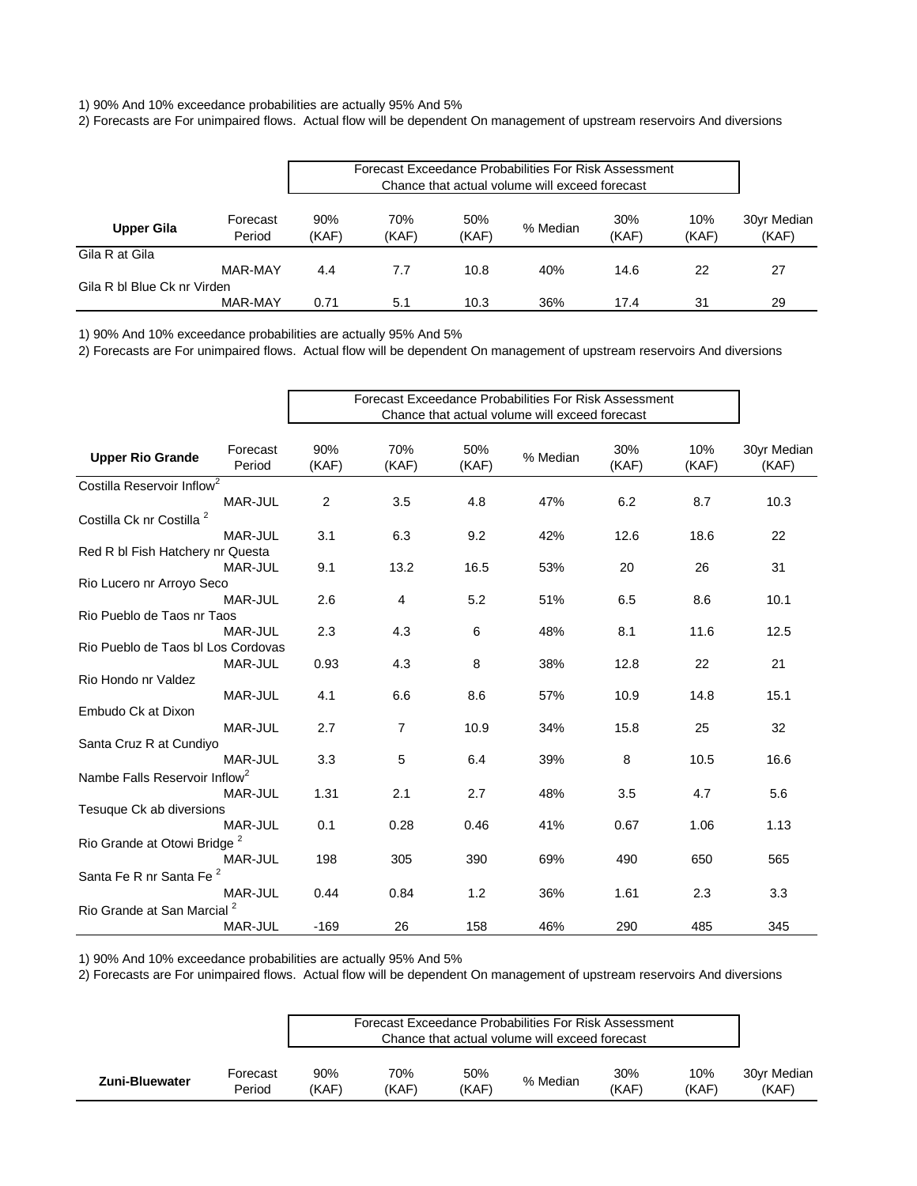1) 90% And 10% exceedance probabilities are actually 95% And 5%
2) Forecasts are For unimpaired flows. Actual flow will be dependent On management of upstream reservoirs And diversions

| | | Forecast Exceedance Probabilities For Risk Assessment<br>Chance that actual volume will exceed forecast | | | | | | |
|---|---|---|---|---|---|---|---|---|
| **Upper Gila** | Forecast Period | 90% (KAF) | 70% (KAF) | 50% (KAF) | % Median | 30% (KAF) | 10% (KAF) | 30yr Median (KAF) |
| Gila R at Gila | MAR-MAY | 4.4 | 7.7 | 10.8 | 40% | 14.6 | 22 | 27 |
| Gila R bl Blue Ck nr Virden | MAR-MAY | 0.71 | 5.1 | 10.3 | 36% | 17.4 | 31 | 29 |

1) 90% And 10% exceedance probabilities are actually 95% And 5%
2) Forecasts are For unimpaired flows. Actual flow will be dependent On management of upstream reservoirs And diversions

| | | Forecast Exceedance Probabilities For Risk Assessment<br>Chance that actual volume will exceed forecast | | | | | | |
|---|---|---|---|---|---|---|---|---|
| **Upper Rio Grande** | Forecast Period | 90% (KAF) | 70% (KAF) | 50% (KAF) | % Median | 30% (KAF) | 10% (KAF) | 30yr Median (KAF) |
| Costilla Reservoir Inflow[2] | MAR-JUL | 2 | 3.5 | 4.8 | 47% | 6.2 | 8.7 | 10.3 |
| Costilla Ck nr Costilla [2] | MAR-JUL | 3.1 | 6.3 | 9.2 | 42% | 12.6 | 18.6 | 22 |
| Red R bl Fish Hatchery nr Questa | MAR-JUL | 9.1 | 13.2 | 16.5 | 53% | 20 | 26 | 31 |
| Rio Lucero nr Arroyo Seco | MAR-JUL | 2.6 | 4 | 5.2 | 51% | 6.5 | 8.6 | 10.1 |
| Rio Pueblo de Taos nr Taos | MAR-JUL | 2.3 | 4.3 | 6 | 48% | 8.1 | 11.6 | 12.5 |
| Rio Pueblo de Taos bl Los Cordovas | MAR-JUL | 0.93 | 4.3 | 8 | 38% | 12.8 | 22 | 21 |
| Rio Hondo nr Valdez | MAR-JUL | 4.1 | 6.6 | 8.6 | 57% | 10.9 | 14.8 | 15.1 |
| Embudo Ck at Dixon | MAR-JUL | 2.7 | 7 | 10.9 | 34% | 15.8 | 25 | 32 |
| Santa Cruz R at Cundiyo | MAR-JUL | 3.3 | 5 | 6.4 | 39% | 8 | 10.5 | 16.6 |
| Nambe Falls Reservoir Inflow[2] | MAR-JUL | 1.31 | 2.1 | 2.7 | 48% | 3.5 | 4.7 | 5.6 |
| Tesuque Ck ab diversions | MAR-JUL | 0.1 | 0.28 | 0.46 | 41% | 0.67 | 1.06 | 1.13 |
| Rio Grande at Otowi Bridge [2] | MAR-JUL | 198 | 305 | 390 | 69% | 490 | 650 | 565 |
| Santa Fe R nr Santa Fe [2] | MAR-JUL | 0.44 | 0.84 | 1.2 | 36% | 1.61 | 2.3 | 3.3 |
| Rio Grande at San Marcial [2] | MAR-JUL | -169 | 26 | 158 | 46% | 290 | 485 | 345 |

1) 90% And 10% exceedance probabilities are actually 95% And 5%
2) Forecasts are For unimpaired flows. Actual flow will be dependent On management of upstream reservoirs And diversions

| | | Forecast Exceedance Probabilities For Risk Assessment<br>Chance that actual volume will exceed forecast | | | | | | |
|---|---|---|---|---|---|---|---|---|
| **Zuni-Bluewater** | Forecast Period | 90% (KAF) | 70% (KAF) | 50% (KAF) | % Median | 30% (KAF) | 10% (KAF) | 30yr Median (KAF) |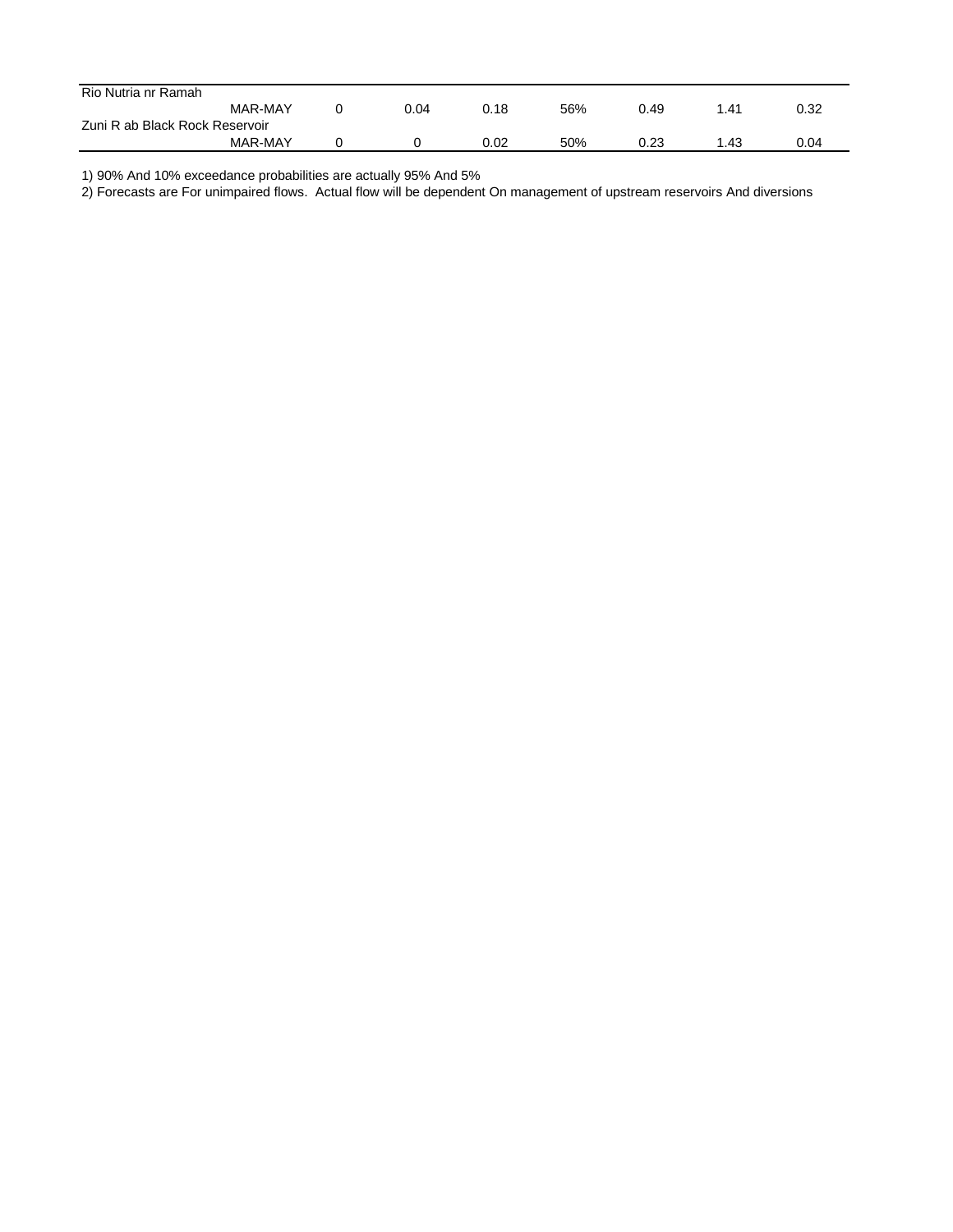| | | | | | | | | |
|---|---|---|---|---|---|---|---|---|
| Rio Nutria nr Ramah | | | | | | | | |
| | MAR-MAY | 0 | 0.04 | 0.18 | 56% | 0.49 | 1.41 | 0.32 |
| Zuni R ab Black Rock Reservoir | | | | | | | | |
| | MAR-MAY | 0 | 0 | 0.02 | 50% | 0.23 | 1.43 | 0.04 |

1) 90% And 10% exceedance probabilities are actually 95% And 5%

2) Forecasts are For unimpaired flows. Actual flow will be dependent On management of upstream reservoirs And diversions